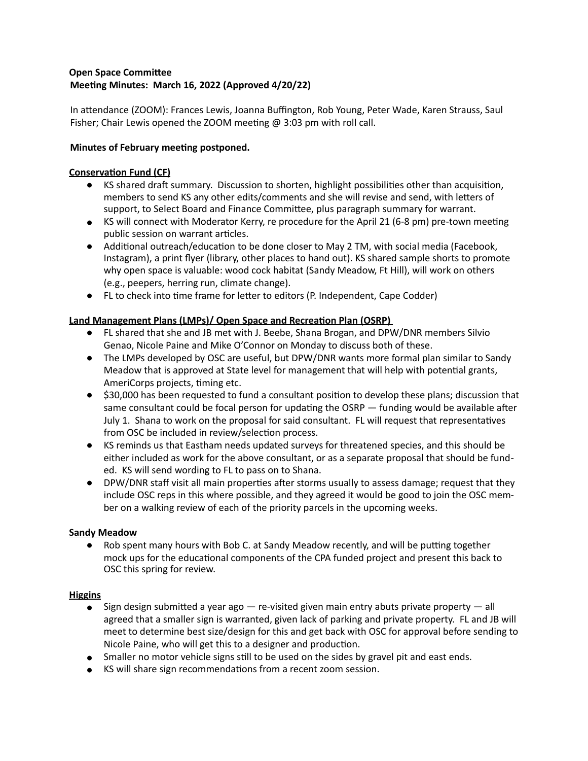**Open Space Committee**
**Meeting Minutes: March 16, 2022 (Approved 4/20/22)**

In attendance (ZOOM): Frances Lewis, Joanna Buffington, Rob Young, Peter Wade, Karen Strauss, Saul Fisher; Chair Lewis opened the ZOOM meeting @ 3:03 pm with roll call.

**Minutes of February meeting postponed.**

**Conservation Fund (CF)**

- KS shared draft summary. Discussion to shorten, highlight possibilities other than acquisition, members to send KS any other edits/comments and she will revise and send, with letters of support, to Select Board and Finance Committee, plus paragraph summary for warrant.
- KS will connect with Moderator Kerry, re procedure for the April 21 (6-8 pm) pre-town meeting public session on warrant articles.
- Additional outreach/education to be done closer to May 2 TM, with social media (Facebook, Instagram), a print flyer (library, other places to hand out). KS shared sample shorts to promote why open space is valuable: wood cock habitat (Sandy Meadow, Ft Hill), will work on others (e.g., peepers, herring run, climate change).
- FL to check into time frame for letter to editors (P. Independent, Cape Codder)

**Land Management Plans (LMPs)/ Open Space and Recreation Plan (OSRP)**

- FL shared that she and JB met with J. Beebe, Shana Brogan, and DPW/DNR members Silvio Genao, Nicole Paine and Mike O'Connor on Monday to discuss both of these.
- The LMPs developed by OSC are useful, but DPW/DNR wants more formal plan similar to Sandy Meadow that is approved at State level for management that will help with potential grants, AmeriCorps projects, timing etc.
- $30,000 has been requested to fund a consultant position to develop these plans; discussion that same consultant could be focal person for updating the OSRP — funding would be available after July 1. Shana to work on the proposal for said consultant. FL will request that representatives from OSC be included in review/selection process.
- KS reminds us that Eastham needs updated surveys for threatened species, and this should be either included as work for the above consultant, or as a separate proposal that should be funded. KS will send wording to FL to pass on to Shana.
- DPW/DNR staff visit all main properties after storms usually to assess damage; request that they include OSC reps in this where possible, and they agreed it would be good to join the OSC member on a walking review of each of the priority parcels in the upcoming weeks.

**Sandy Meadow**

- Rob spent many hours with Bob C. at Sandy Meadow recently, and will be putting together mock ups for the educational components of the CPA funded project and present this back to OSC this spring for review.

**Higgins**

- Sign design submitted a year ago — re-visited given main entry abuts private property — all agreed that a smaller sign is warranted, given lack of parking and private property. FL and JB will meet to determine best size/design for this and get back with OSC for approval before sending to Nicole Paine, who will get this to a designer and production.
- Smaller no motor vehicle signs still to be used on the sides by gravel pit and east ends.
- KS will share sign recommendations from a recent zoom session.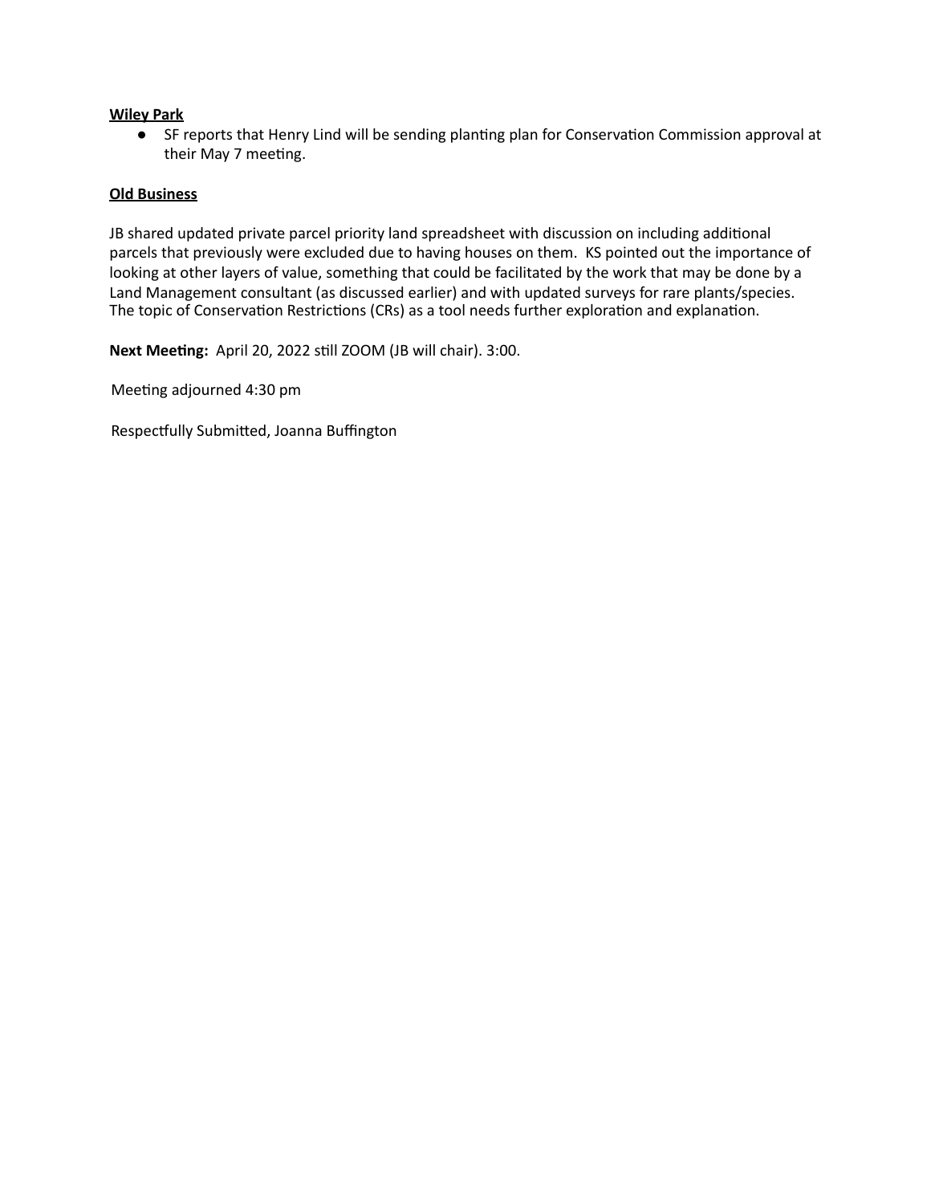**Wiley Park**

- SF reports that Henry Lind will be sending planting plan for Conservation Commission approval at their May 7 meeting.

**Old Business**

JB shared updated private parcel priority land spreadsheet with discussion on including additional parcels that previously were excluded due to having houses on them. KS pointed out the importance of looking at other layers of value, something that could be facilitated by the work that may be done by a Land Management consultant (as discussed earlier) and with updated surveys for rare plants/species. The topic of Conservation Restrictions (CRs) as a tool needs further exploration and explanation.

**Next Meeting:** April 20, 2022 still ZOOM (JB will chair). 3:00.

Meeting adjourned 4:30 pm

Respectfully Submitted, Joanna Buffington